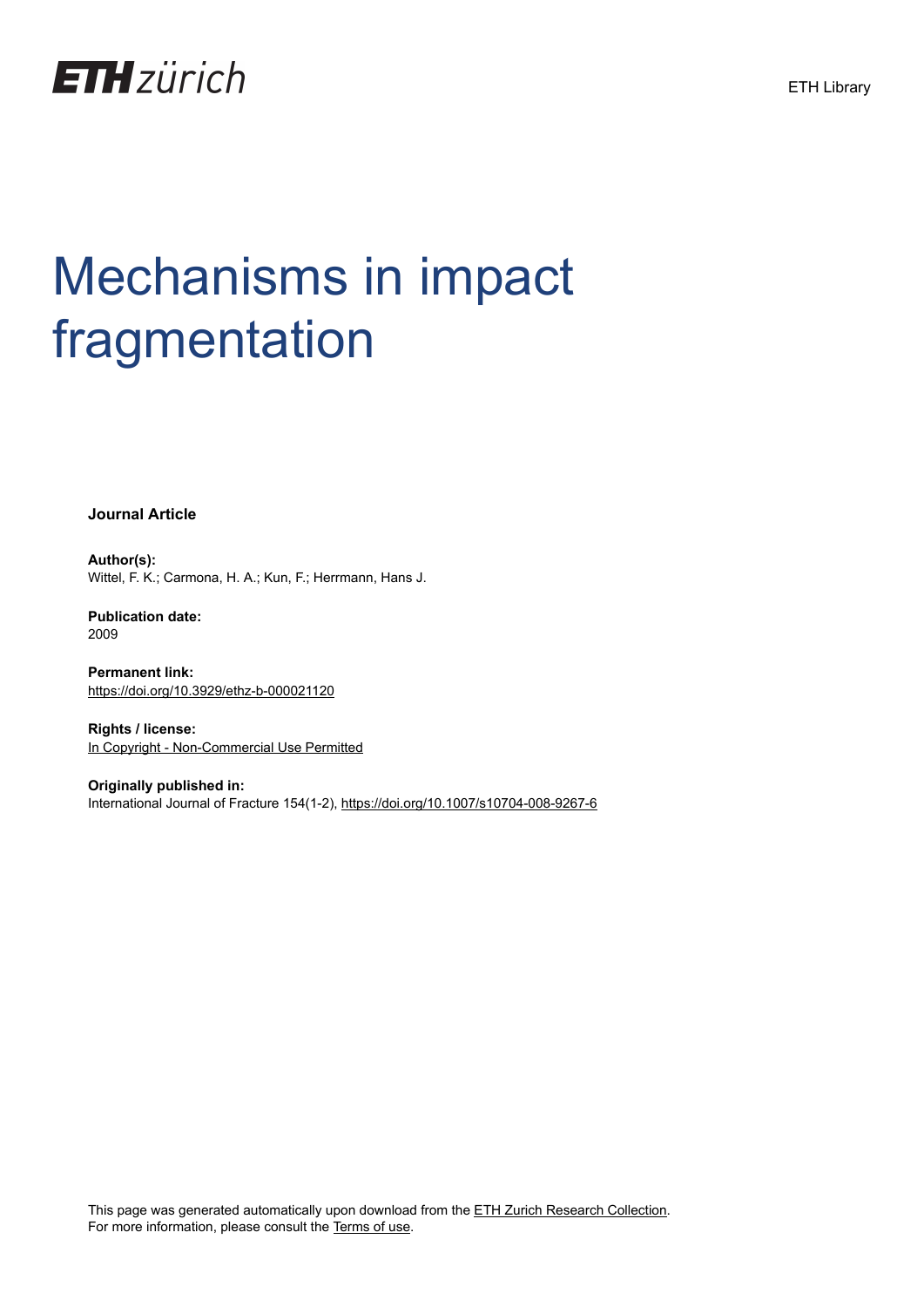ETH zürich

ETH Library

# Mechanisms in impact fragmentation

**Journal Article**

**Author(s):**
Wittel, F. K.; Carmona, H. A.; Kun, F.; Herrmann, Hans J.

**Publication date:**
2009

**Permanent link:**
https://doi.org/10.3929/ethz-b-000021120

**Rights / license:**
In Copyright - Non-Commercial Use Permitted

**Originally published in:**
International Journal of Fracture 154(1-2), https://doi.org/10.1007/s10704-008-9267-6

This page was generated automatically upon download from the ETH Zurich Research Collection.
For more information, please consult the Terms of use.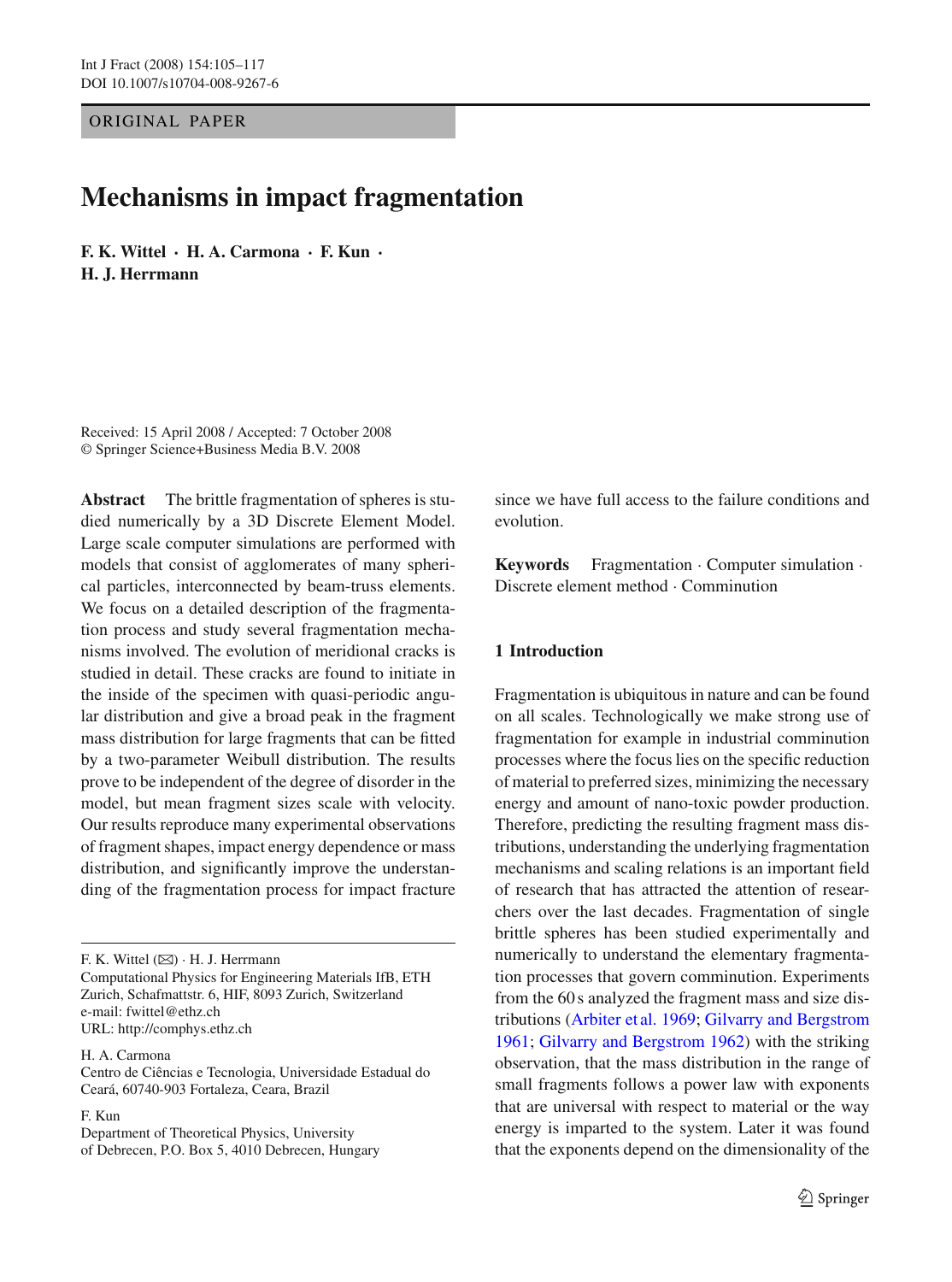# Mechanisms in impact fragmentation

**F. K. Wittel · H. A. Carmona · F. Kun · H. J. Herrmann**

Received: 15 April 2008 / Accepted: 7 October 2008
© Springer Science+Business Media B.V. 2008

**Abstract** The brittle fragmentation of spheres is studied numerically by a 3D Discrete Element Model. Large scale computer simulations are performed with models that consist of agglomerates of many spherical particles, interconnected by beam-truss elements. We focus on a detailed description of the fragmentation process and study several fragmentation mechanisms involved. The evolution of meridional cracks is studied in detail. These cracks are found to initiate in the inside of the specimen with quasi-periodic angular distribution and give a broad peak in the fragment mass distribution for large fragments that can be fitted by a two-parameter Weibull distribution. The results prove to be independent of the degree of disorder in the model, but mean fragment sizes scale with velocity. Our results reproduce many experimental observations of fragment shapes, impact energy dependence or mass distribution, and significantly improve the understanding of the fragmentation process for impact fracture since we have full access to the failure conditions and evolution.

**Keywords** Fragmentation · Computer simulation · Discrete element method · Comminution

F. K. Wittel (✉) · H. J. Herrmann
Computational Physics for Engineering Materials IfB, ETH Zurich, Schafmattstr. 6, HIF, 8093 Zurich, Switzerland
e-mail: fwittel@ethz.ch
URL: http://comphys.ethz.ch

H. A. Carmona
Centro de Ciências e Tecnologia, Universidade Estadual do Ceará, 60740-903 Fortaleza, Ceara, Brazil

F. Kun
Department of Theoretical Physics, University of Debrecen, P.O. Box 5, 4010 Debrecen, Hungary

## 1 Introduction

Fragmentation is ubiquitous in nature and can be found on all scales. Technologically we make strong use of fragmentation for example in industrial comminution processes where the focus lies on the specific reduction of material to preferred sizes, minimizing the necessary energy and amount of nano-toxic powder production. Therefore, predicting the resulting fragment mass distributions, understanding the underlying fragmentation mechanisms and scaling relations is an important field of research that has attracted the attention of researchers over the last decades. Fragmentation of single brittle spheres has been studied experimentally and numerically to understand the elementary fragmentation processes that govern comminution. Experiments from the 60 s analyzed the fragment mass and size distributions (Arbiter et al. 1969; Gilvarry and Bergstrom 1961; Gilvarry and Bergstrom 1962) with the striking observation, that the mass distribution in the range of small fragments follows a power law with exponents that are universal with respect to material or the way energy is imparted to the system. Later it was found that the exponents depend on the dimensionality of the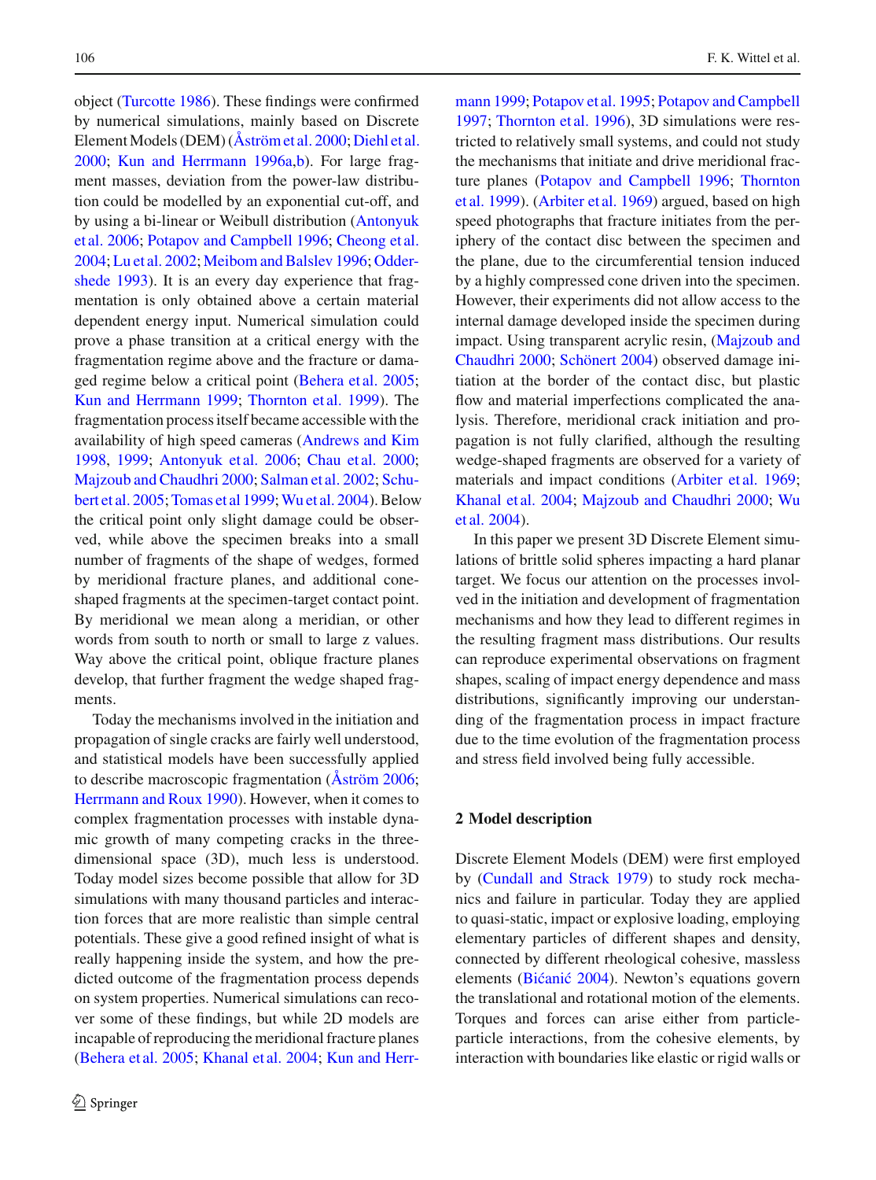object (Turcotte 1986). These findings were confirmed by numerical simulations, mainly based on Discrete Element Models (DEM) (Åström et al. 2000; Diehl et al. 2000; Kun and Herrmann 1996a,b). For large fragment masses, deviation from the power-law distribution could be modelled by an exponential cut-off, and by using a bi-linear or Weibull distribution (Antonyuk et al. 2006; Potapov and Campbell 1996; Cheong et al. 2004; Lu et al. 2002; Meibom and Balslev 1996; Oddershede 1993). It is an every day experience that fragmentation is only obtained above a certain material dependent energy input. Numerical simulation could prove a phase transition at a critical energy with the fragmentation regime above and the fracture or damaged regime below a critical point (Behera et al. 2005; Kun and Herrmann 1999; Thornton et al. 1999). The fragmentation process itself became accessible with the availability of high speed cameras (Andrews and Kim 1998, 1999; Antonyuk et al. 2006; Chau et al. 2000; Majzoub and Chaudhri 2000; Salman et al. 2002; Schubert et al. 2005; Tomas et al 1999; Wu et al. 2004). Below the critical point only slight damage could be observed, while above the specimen breaks into a small number of fragments of the shape of wedges, formed by meridional fracture planes, and additional cone-shaped fragments at the specimen-target contact point. By meridional we mean along a meridian, or other words from south to north or small to large z values. Way above the critical point, oblique fracture planes develop, that further fragment the wedge shaped fragments.

Today the mechanisms involved in the initiation and propagation of single cracks are fairly well understood, and statistical models have been successfully applied to describe macroscopic fragmentation (Åström 2006; Herrmann and Roux 1990). However, when it comes to complex fragmentation processes with instable dynamic growth of many competing cracks in the three-dimensional space (3D), much less is understood. Today model sizes become possible that allow for 3D simulations with many thousand particles and interaction forces that are more realistic than simple central potentials. These give a good refined insight of what is really happening inside the system, and how the predicted outcome of the fragmentation process depends on system properties. Numerical simulations can recover some of these findings, but while 2D models are incapable of reproducing the meridional fracture planes (Behera et al. 2005; Khanal et al. 2004; Kun and Herrmann 1999; Potapov et al. 1995; Potapov and Campbell 1997; Thornton et al. 1996), 3D simulations were restricted to relatively small systems, and could not study the mechanisms that initiate and drive meridional fracture planes (Potapov and Campbell 1996; Thornton et al. 1999). (Arbiter et al. 1969) argued, based on high speed photographs that fracture initiates from the periphery of the contact disc between the specimen and the plane, due to the circumferential tension induced by a highly compressed cone driven into the specimen. However, their experiments did not allow access to the internal damage developed inside the specimen during impact. Using transparent acrylic resin, (Majzoub and Chaudhri 2000; Schönert 2004) observed damage initiation at the border of the contact disc, but plastic flow and material imperfections complicated the analysis. Therefore, meridional crack initiation and propagation is not fully clarified, although the resulting wedge-shaped fragments are observed for a variety of materials and impact conditions (Arbiter et al. 1969; Khanal et al. 2004; Majzoub and Chaudhri 2000; Wu et al. 2004).

In this paper we present 3D Discrete Element simulations of brittle solid spheres impacting a hard planar target. We focus our attention on the processes involved in the initiation and development of fragmentation mechanisms and how they lead to different regimes in the resulting fragment mass distributions. Our results can reproduce experimental observations on fragment shapes, scaling of impact energy dependence and mass distributions, significantly improving our understanding of the fragmentation process in impact fracture due to the time evolution of the fragmentation process and stress field involved being fully accessible.

## 2 Model description

Discrete Element Models (DEM) were first employed by (Cundall and Strack 1979) to study rock mechanics and failure in particular. Today they are applied to quasi-static, impact or explosive loading, employing elementary particles of different shapes and density, connected by different rheological cohesive, massless elements (Bićanić 2004). Newton's equations govern the translational and rotational motion of the elements. Torques and forces can arise either from particle-particle interactions, from the cohesive elements, by interaction with boundaries like elastic or rigid walls or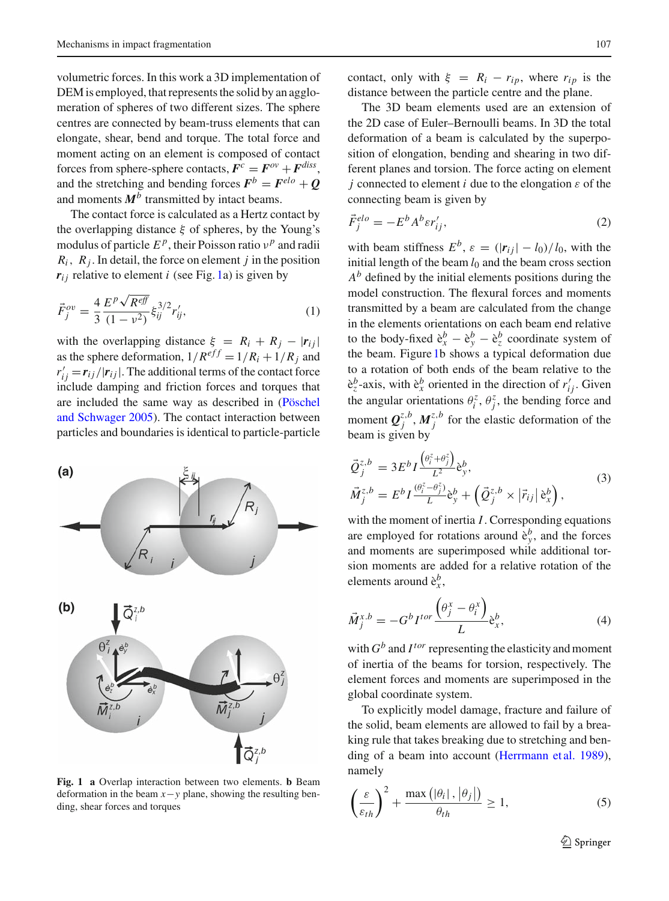volumetric forces. In this work a 3D implementation of DEM is employed, that represents the solid by an agglomeration of spheres of two different sizes. The sphere centres are connected by beam-truss elements that can elongate, shear, bend and torque. The total force and moment acting on an element is composed of contact forces from sphere-sphere contacts, $\boldsymbol{F}^c = \boldsymbol{F}^{ov} + \boldsymbol{F}^{diss}$, and the stretching and bending forces $\boldsymbol{F}^b = \boldsymbol{F}^{elo} + \boldsymbol{Q}$ and moments $\boldsymbol{M}^b$ transmitted by intact beams.

The contact force is calculated as a Hertz contact by the overlapping distance $\xi$ of spheres, by the Young's modulus of particle $E^p$, their Poisson ratio $\nu^p$ and radii $R_i$, $R_j$. In detail, the force on element $j$ in the position $\boldsymbol{r}_{ij}$ relative to element $i$ (see Fig. 1a) is given by

$$\vec{F}_j^{ov} = \frac{4}{3}\frac{E^p\sqrt{R^{eff}}}{(1-\nu^2)}\xi_{ij}^{3/2}r'_{ij}, \tag{1}$$

with the overlapping distance $\xi = R_i + R_j - |\boldsymbol{r}_{ij}|$ as the sphere deformation, $1/R^{eff} = 1/R_i + 1/R_j$ and $r'_{ij} = \boldsymbol{r}_{ij}/|\boldsymbol{r}_{ij}|$. The additional terms of the contact force include damping and friction forces and torques that are included the same way as described in (Pöschel and Schwager 2005). The contact interaction between particles and boundaries is identical to particle-particle contact, only with $\xi = R_i - r_{ip}$, where $r_{ip}$ is the distance between the particle centre and the plane.

**Fig. 1** **a** Overlap interaction between two elements. **b** Beam deformation in the beam $x-y$ plane, showing the resulting bending, shear forces and torques

The 3D beam elements used are an extension of the 2D case of Euler–Bernoulli beams. In 3D the total deformation of a beam is calculated by the superposition of elongation, bending and shearing in two different planes and torsion. The force acting on element $j$ connected to element $i$ due to the elongation $\varepsilon$ of the connecting beam is given by

$$\vec{F}_j^{elo} = -E^b A^b \varepsilon r'_{ij}, \tag{2}$$

with beam stiffness $E^b$, $\varepsilon = (|\boldsymbol{r}_{ij}| - l_0)/l_0$, with the initial length of the beam $l_0$ and the beam cross section $A^b$ defined by the initial elements positions during the model construction. The flexural forces and moments transmitted by a beam are calculated from the change in the elements orientations on each beam end relative to the body-fixed $\grave{e}_x^b - \grave{e}_y^b - \grave{e}_z^b$ coordinate system of the beam. Figure 1b shows a typical deformation due to a rotation of both ends of the beam relative to the $\grave{e}_z^b$-axis, with $\grave{e}_x^b$ oriented in the direction of $r'_{ij}$. Given the angular orientations $\theta_i^z$, $\theta_j^z$, the bending force and moment $\boldsymbol{Q}_j^{z,b}$, $\boldsymbol{M}_j^{z,b}$ for the elastic deformation of the beam is given by

$$\begin{aligned} \vec{Q}_j^{z,b} &= 3E^b I \frac{\left(\theta_i^z + \theta_j^z\right)}{L^2}\grave{e}_y^b, \\ \vec{M}_j^{z,b} &= E^b I \frac{(\theta_i^z - \theta_j^z)}{L}\grave{e}_y^b + \left(\vec{Q}_j^{z,b} \times \left|\vec{r}_{ij}\right| \grave{e}_x^b\right), \end{aligned} \tag{3}$$

with the moment of inertia $I$. Corresponding equations are employed for rotations around $\grave{e}_y^b$, and the forces and moments are superimposed while additional torsion moments are added for a relative rotation of the elements around $\grave{e}_x^b$,

$$\vec{M}_j^{x,b} = -G^b I^{tor}\frac{\left(\theta_j^x - \theta_i^x\right)}{L}\grave{e}_x^b, \tag{4}$$

with $G^b$ and $I^{tor}$ representing the elasticity and moment of inertia of the beams for torsion, respectively. The element forces and moments are superimposed in the global coordinate system.

To explicitly model damage, fracture and failure of the solid, beam elements are allowed to fail by a breaking rule that takes breaking due to stretching and bending of a beam into account (Herrmann et al. 1989), namely

$$\left(\frac{\varepsilon}{\varepsilon_{th}}\right)^2 + \frac{\max\left(|\theta_i|, |\theta_j|\right)}{\theta_{th}} \geq 1, \tag{5}$$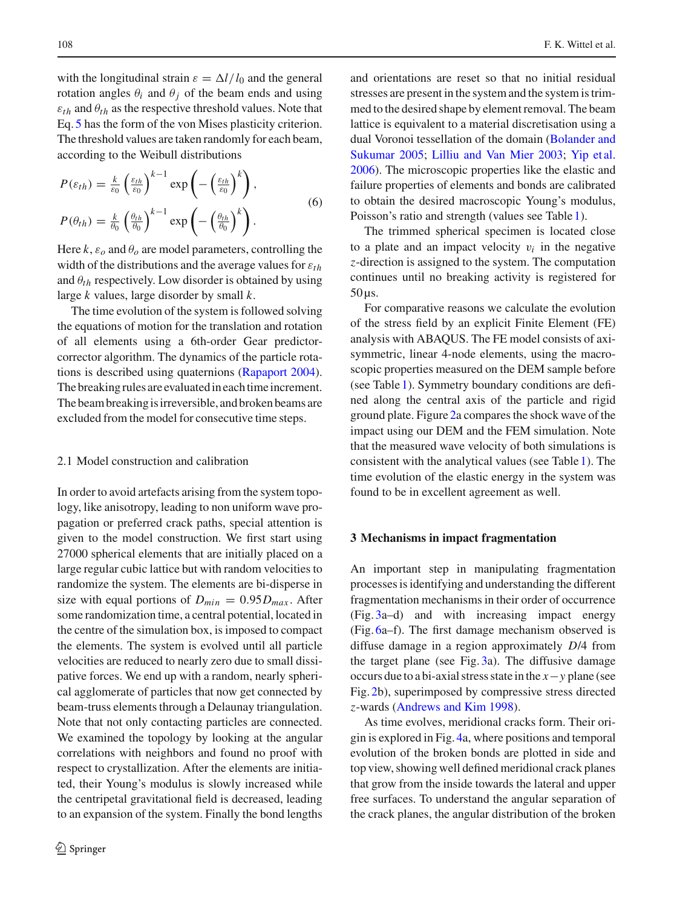with the longitudinal strain $\varepsilon = \Delta l / l_0$ and the general rotation angles $\theta_i$ and $\theta_j$ of the beam ends and using $\varepsilon_{th}$ and $\theta_{th}$ as the respective threshold values. Note that Eq. 5 has the form of the von Mises plasticity criterion. The threshold values are taken randomly for each beam, according to the Weibull distributions

$$P(\varepsilon_{th}) = \frac{k}{\varepsilon_0}\left(\frac{\varepsilon_{th}}{\varepsilon_0}\right)^{k-1} \exp\left(-\left(\frac{\varepsilon_{th}}{\varepsilon_0}\right)^{k}\right),$$
$$P(\theta_{th}) = \frac{k}{\theta_0}\left(\frac{\theta_{th}}{\theta_0}\right)^{k-1} \exp\left(-\left(\frac{\theta_{th}}{\theta_0}\right)^{k}\right). \tag{6}$$

Here $k$, $\varepsilon_o$ and $\theta_o$ are model parameters, controlling the width of the distributions and the average values for $\varepsilon_{th}$ and $\theta_{th}$ respectively. Low disorder is obtained by using large $k$ values, large disorder by small $k$.

The time evolution of the system is followed solving the equations of motion for the translation and rotation of all elements using a 6th-order Gear predictor-corrector algorithm. The dynamics of the particle rotations is described using quaternions (Rapaport 2004). The breaking rules are evaluated in each time increment. The beam breaking is irreversible, and broken beams are excluded from the model for consecutive time steps.

### 2.1 Model construction and calibration

In order to avoid artefacts arising from the system topology, like anisotropy, leading to non uniform wave propagation or preferred crack paths, special attention is given to the model construction. We first start using 27000 spherical elements that are initially placed on a large regular cubic lattice but with random velocities to randomize the system. The elements are bi-disperse in size with equal portions of $D_{min} = 0.95 D_{max}$. After some randomization time, a central potential, located in the centre of the simulation box, is imposed to compact the elements. The system is evolved until all particle velocities are reduced to nearly zero due to small dissipative forces. We end up with a random, nearly spherical agglomerate of particles that now get connected by beam-truss elements through a Delaunay triangulation. Note that not only contacting particles are connected. We examined the topology by looking at the angular correlations with neighbors and found no proof with respect to crystallization. After the elements are initiated, their Young's modulus is slowly increased while the centripetal gravitational field is decreased, leading to an expansion of the system. Finally the bond lengths and orientations are reset so that no initial residual stresses are present in the system and the system is trimmed to the desired shape by element removal. The beam lattice is equivalent to a material discretisation using a dual Voronoi tessellation of the domain (Bolander and Sukumar 2005; Lilliu and Van Mier 2003; Yip et al. 2006). The microscopic properties like the elastic and failure properties of elements and bonds are calibrated to obtain the desired macroscopic Young's modulus, Poisson's ratio and strength (values see Table 1).

The trimmed spherical specimen is located close to a plate and an impact velocity $v_i$ in the negative $z$-direction is assigned to the system. The computation continues until no breaking activity is registered for 50 µs.

For comparative reasons we calculate the evolution of the stress field by an explicit Finite Element (FE) analysis with ABAQUS. The FE model consists of axisymmetric, linear 4-node elements, using the macroscopic properties measured on the DEM sample before (see Table 1). Symmetry boundary conditions are defined along the central axis of the particle and rigid ground plate. Figure 2a compares the shock wave of the impact using our DEM and the FEM simulation. Note that the measured wave velocity of both simulations is consistent with the analytical values (see Table 1). The time evolution of the elastic energy in the system was found to be in excellent agreement as well.

## 3 Mechanisms in impact fragmentation

An important step in manipulating fragmentation processes is identifying and understanding the different fragmentation mechanisms in their order of occurrence (Fig. 3a–d) and with increasing impact energy (Fig. 6a–f). The first damage mechanism observed is diffuse damage in a region approximately $D/4$ from the target plane (see Fig. 3a). The diffusive damage occurs due to a bi-axial stress state in the $x-y$ plane (see Fig. 2b), superimposed by compressive stress directed $z$-wards (Andrews and Kim 1998).

As time evolves, meridional cracks form. Their origin is explored in Fig. 4a, where positions and temporal evolution of the broken bonds are plotted in side and top view, showing well defined meridional crack planes that grow from the inside towards the lateral and upper free surfaces. To understand the angular separation of the crack planes, the angular distribution of the broken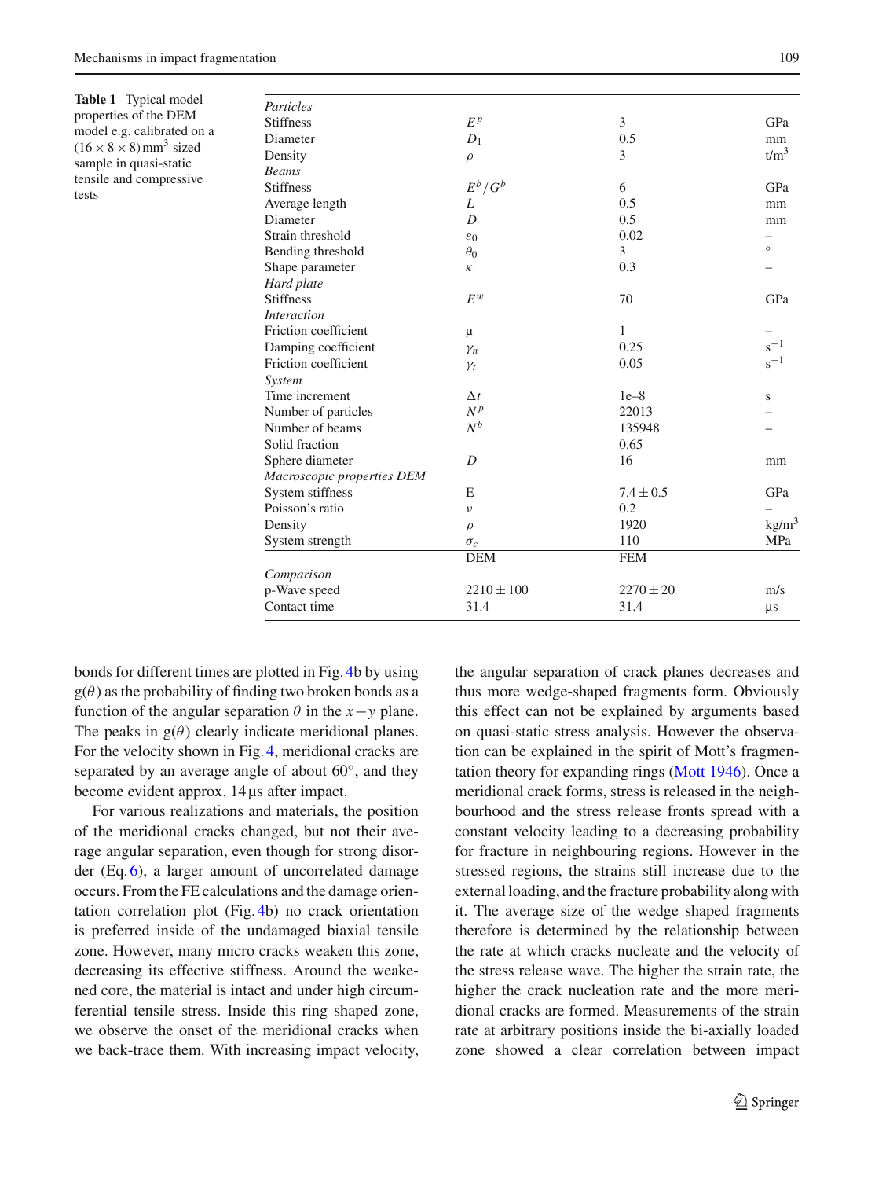**Table 1** Typical model properties of the DEM model e.g. calibrated on a $(16 \times 8 \times 8)\,\text{mm}^3$ sized sample in quasi-static tensile and compressive tests

| | | | |
|---|---|---|---|
| *Particles* | | | |
| Stiffness | $E^p$ | 3 | GPa |
| Diameter | $D_1$ | 0.5 | mm |
| Density | $\rho$ | 3 | t/m$^3$ |
| *Beams* | | | |
| Stiffness | $E^b/G^b$ | 6 | GPa |
| Average length | $L$ | 0.5 | mm |
| Diameter | $D$ | 0.5 | mm |
| Strain threshold | $\varepsilon_0$ | 0.02 | – |
| Bending threshold | $\theta_0$ | 3 | ° |
| Shape parameter | $\kappa$ | 0.3 | – |
| *Hard plate* | | | |
| Stiffness | $E^w$ | 70 | GPa |
| *Interaction* | | | |
| Friction coefficient | μ | 1 | – |
| Damping coefficient | $\gamma_n$ | 0.25 | s$^{-1}$ |
| Friction coefficient | $\gamma_t$ | 0.05 | s$^{-1}$ |
| *System* | | | |
| Time increment | $\Delta t$ | 1e–8 | s |
| Number of particles | $N^p$ | 22013 | – |
| Number of beams | $N^b$ | 135948 | – |
| Solid fraction | | 0.65 | |
| Sphere diameter | $D$ | 16 | mm |
| *Macroscopic properties DEM* | | | |
| System stiffness | E | $7.4 \pm 0.5$ | GPa |
| Poisson's ratio | $\nu$ | 0.2 | – |
| Density | $\rho$ | 1920 | kg/m$^3$ |
| System strength | $\sigma_c$ | 110 | MPa |
| | DEM | FEM | |
| *Comparison* | | | |
| p-Wave speed | $2210 \pm 100$ | $2270 \pm 20$ | m/s |
| Contact time | 31.4 | 31.4 | μs |

bonds for different times are plotted in Fig. 4b by using $g(\theta)$ as the probability of finding two broken bonds as a function of the angular separation $\theta$ in the $x-y$ plane. The peaks in $g(\theta)$ clearly indicate meridional planes. For the velocity shown in Fig. 4, meridional cracks are separated by an average angle of about 60°, and they become evident approx. 14 μs after impact.

For various realizations and materials, the position of the meridional cracks changed, but not their average angular separation, even though for strong disorder (Eq. 6), a larger amount of uncorrelated damage occurs. From the FE calculations and the damage orientation correlation plot (Fig. 4b) no crack orientation is preferred inside of the undamaged biaxial tensile zone. However, many micro cracks weaken this zone, decreasing its effective stiffness. Around the weakened core, the material is intact and under high circumferential tensile stress. Inside this ring shaped zone, we observe the onset of the meridional cracks when we back-trace them. With increasing impact velocity, the angular separation of crack planes decreases and thus more wedge-shaped fragments form. Obviously this effect can not be explained by arguments based on quasi-static stress analysis. However the observation can be explained in the spirit of Mott's fragmentation theory for expanding rings (Mott 1946). Once a meridional crack forms, stress is released in the neighbourhood and the stress release fronts spread with a constant velocity leading to a decreasing probability for fracture in neighbouring regions. However in the stressed regions, the strains still increase due to the external loading, and the fracture probability along with it. The average size of the wedge shaped fragments therefore is determined by the relationship between the rate at which cracks nucleate and the velocity of the stress release wave. The higher the strain rate, the higher the crack nucleation rate and the more meridional cracks are formed. Measurements of the strain rate at arbitrary positions inside the bi-axially loaded zone showed a clear correlation between impact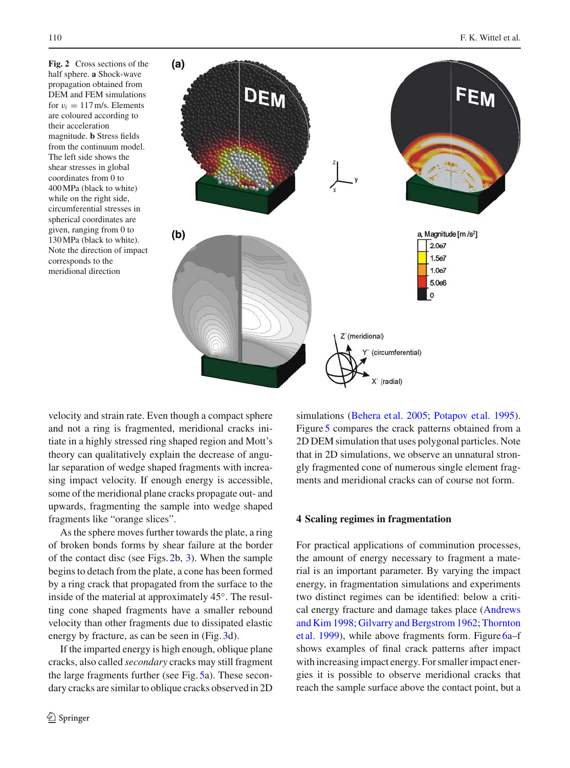**Fig. 2** Cross sections of the half sphere. **a** Shock-wave propagation obtained from DEM and FEM simulations for $v_i = 117$ m/s. Elements are coloured according to their acceleration magnitude. **b** Stress fields from the continuum model. The left side shows the shear stresses in global coordinates from 0 to 400 MPa (black to white) while on the right side, circumferential stresses in spherical coordinates are given, ranging from 0 to 130 MPa (black to white). Note the direction of impact corresponds to the meridional direction

velocity and strain rate. Even though a compact sphere and not a ring is fragmented, meridional cracks initiate in a highly stressed ring shaped region and Mott's theory can qualitatively explain the decrease of angular separation of wedge shaped fragments with increasing impact velocity. If enough energy is accessible, some of the meridional plane cracks propagate out- and upwards, fragmenting the sample into wedge shaped fragments like "orange slices".

As the sphere moves further towards the plate, a ring of broken bonds forms by shear failure at the border of the contact disc (see Figs. 2b, 3). When the sample begins to detach from the plate, a cone has been formed by a ring crack that propagated from the surface to the inside of the material at approximately 45°. The resulting cone shaped fragments have a smaller rebound velocity than other fragments due to dissipated elastic energy by fracture, as can be seen in (Fig. 3d).

If the imparted energy is high enough, oblique plane cracks, also called *secondary* cracks may still fragment the large fragments further (see Fig. 5a). These secondary cracks are similar to oblique cracks observed in 2D simulations (Behera et al. 2005; Potapov et al. 1995). Figure 5 compares the crack patterns obtained from a 2D DEM simulation that uses polygonal particles. Note that in 2D simulations, we observe an unnatural strongly fragmented cone of numerous single element fragments and meridional cracks can of course not form.

## 4 Scaling regimes in fragmentation

For practical applications of comminution processes, the amount of energy necessary to fragment a material is an important parameter. By varying the impact energy, in fragmentation simulations and experiments two distinct regimes can be identified: below a critical energy fracture and damage takes place (Andrews and Kim 1998; Gilvarry and Bergstrom 1962; Thornton et al. 1999), while above fragments form. Figure 6a–f shows examples of final crack patterns after impact with increasing impact energy. For smaller impact energies it is possible to observe meridional cracks that reach the sample surface above the contact point, but a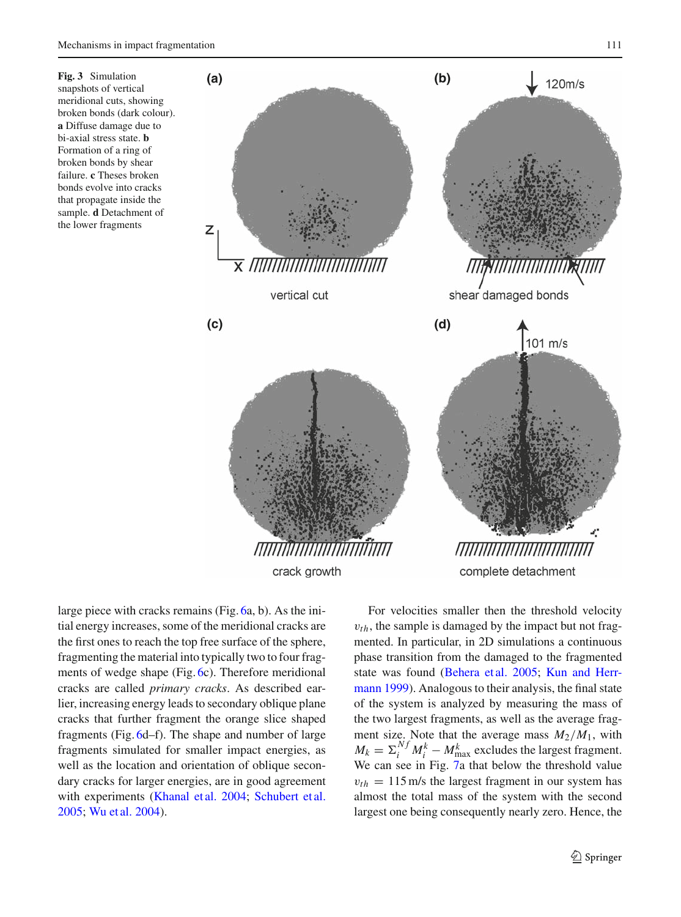**Fig. 3** Simulation snapshots of vertical meridional cuts, showing broken bonds (dark colour). **a** Diffuse damage due to bi-axial stress state. **b** Formation of a ring of broken bonds by shear failure. **c** Theses broken bonds evolve into cracks that propagate inside the sample. **d** Detachment of the lower fragments

large piece with cracks remains (Fig. 6a, b). As the initial energy increases, some of the meridional cracks are the first ones to reach the top free surface of the sphere, fragmenting the material into typically two to four fragments of wedge shape (Fig. 6c). Therefore meridional cracks are called *primary cracks*. As described earlier, increasing energy leads to secondary oblique plane cracks that further fragment the orange slice shaped fragments (Fig. 6d–f). The shape and number of large fragments simulated for smaller impact energies, as well as the location and orientation of oblique secondary cracks for larger energies, are in good agreement with experiments (Khanal et al. 2004; Schubert et al. 2005; Wu et al. 2004).

For velocities smaller then the threshold velocity $v_{th}$, the sample is damaged by the impact but not fragmented. In particular, in 2D simulations a continuous phase transition from the damaged to the fragmented state was found (Behera et al. 2005; Kun and Herrmann 1999). Analogous to their analysis, the final state of the system is analyzed by measuring the mass of the two largest fragments, as well as the average fragment size. Note that the average mass $M_2/M_1$, with $M_k = \Sigma_i^{Nf} M_i^k - M_{\max}^k$ excludes the largest fragment. We can see in Fig. 7a that below the threshold value $v_{th} = 115$ m/s the largest fragment in our system has almost the total mass of the system with the second largest one being consequently nearly zero. Hence, the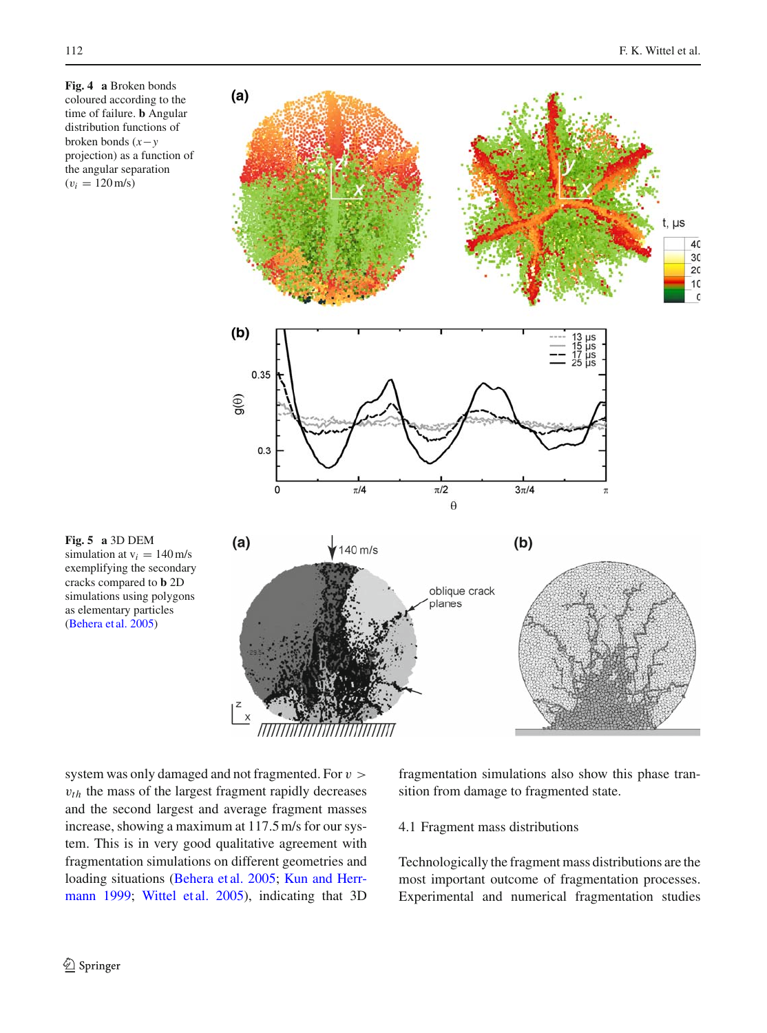**Fig. 4** **a** Broken bonds coloured according to the time of failure. **b** Angular distribution functions of broken bonds ($x-y$ projection) as a function of the angular separation ($v_i = 120\,\text{m/s}$)

**Fig. 5** **a** 3D DEM simulation at $v_i = 140\,\text{m/s}$ exemplifying the secondary cracks compared to **b** 2D simulations using polygons as elementary particles (Behera et al. 2005)

system was only damaged and not fragmented. For $v > v_{th}$ the mass of the largest fragment rapidly decreases and the second largest and average fragment masses increase, showing a maximum at 117.5 m/s for our system. This is in very good qualitative agreement with fragmentation simulations on different geometries and loading situations (Behera et al. 2005; Kun and Herrmann 1999; Wittel et al. 2005), indicating that 3D fragmentation simulations also show this phase transition from damage to fragmented state.

### 4.1 Fragment mass distributions

Technologically the fragment mass distributions are the most important outcome of fragmentation processes. Experimental and numerical fragmentation studies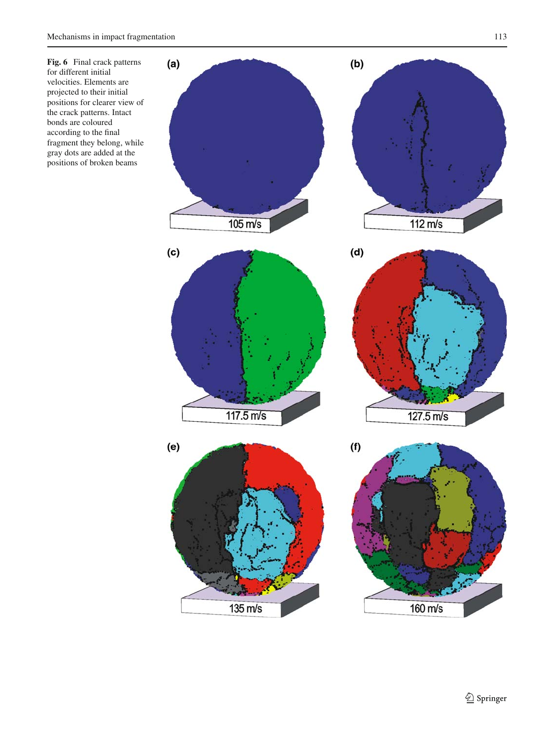**Fig. 6** Final crack patterns for different initial velocities. Elements are projected to their initial positions for clearer view of the crack patterns. Intact bonds are coloured according to the final fragment they belong, while gray dots are added at the positions of broken beams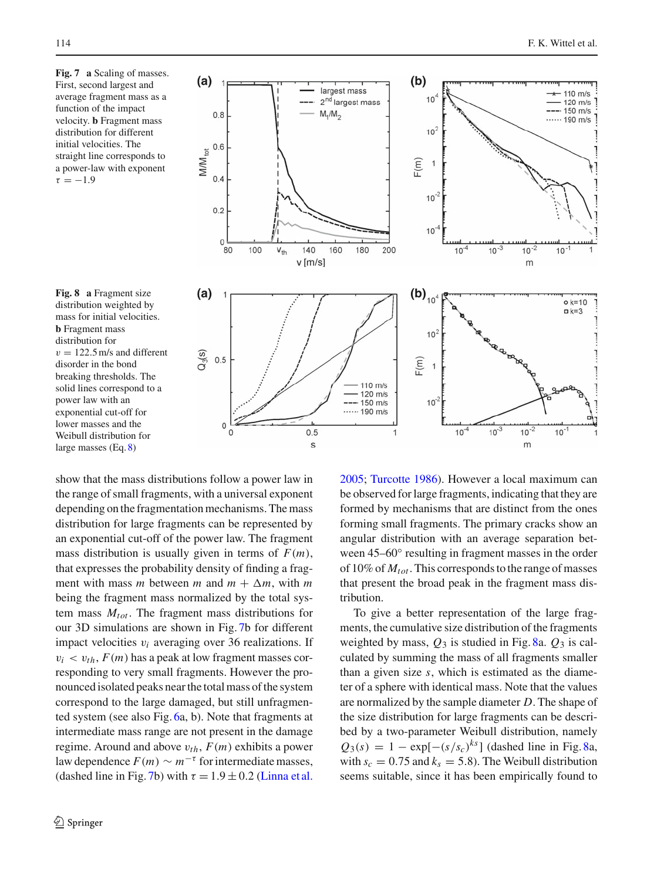**Fig. 7** **a** Scaling of masses. First, second largest and average fragment mass as a function of the impact velocity. **b** Fragment mass distribution for different initial velocities. The straight line corresponds to a power-law with exponent $\tau = -1.9$

**Fig. 8** **a** Fragment size distribution weighted by mass for initial velocities. **b** Fragment mass distribution for $v = 122.5$ m/s and different disorder in the bond breaking thresholds. The solid lines correspond to a power law with an exponential cut-off for lower masses and the Weibull distribution for large masses (Eq. 8)

show that the mass distributions follow a power law in the range of small fragments, with a universal exponent depending on the fragmentation mechanisms. The mass distribution for large fragments can be represented by an exponential cut-off of the power law. The fragment mass distribution is usually given in terms of $F(m)$, that expresses the probability density of finding a fragment with mass $m$ between $m$ and $m + \Delta m$, with $m$ being the fragment mass normalized by the total system mass $M_{tot}$. The fragment mass distributions for our 3D simulations are shown in Fig. 7b for different impact velocities $v_i$ averaging over 36 realizations. If $v_i < v_{th}$, $F(m)$ has a peak at low fragment masses corresponding to very small fragments. However the pronounced isolated peaks near the total mass of the system correspond to the large damaged, but still unfragmented system (see also Fig. 6a, b). Note that fragments at intermediate mass range are not present in the damage regime. Around and above $v_{th}$, $F(m)$ exhibits a power law dependence $F(m) \sim m^{-\tau}$ for intermediate masses, (dashed line in Fig. 7b) with $\tau = 1.9 \pm 0.2$ (Linna et al. 2005; Turcotte 1986). However a local maximum can be observed for large fragments, indicating that they are formed by mechanisms that are distinct from the ones forming small fragments. The primary cracks show an angular distribution with an average separation between 45–60° resulting in fragment masses in the order of 10% of $M_{tot}$. This corresponds to the range of masses that present the broad peak in the fragment mass distribution.

To give a better representation of the large fragments, the cumulative size distribution of the fragments weighted by mass, $Q_3$ is studied in Fig. 8a. $Q_3$ is calculated by summing the mass of all fragments smaller than a given size $s$, which is estimated as the diameter of a sphere with identical mass. Note that the values are normalized by the sample diameter $D$. The shape of the size distribution for large fragments can be described by a two-parameter Weibull distribution, namely $Q_3(s) = 1 - \exp[-(s/s_c)^{k_s}]$ (dashed line in Fig. 8a, with $s_c = 0.75$ and $k_s = 5.8$). The Weibull distribution seems suitable, since it has been empirically found to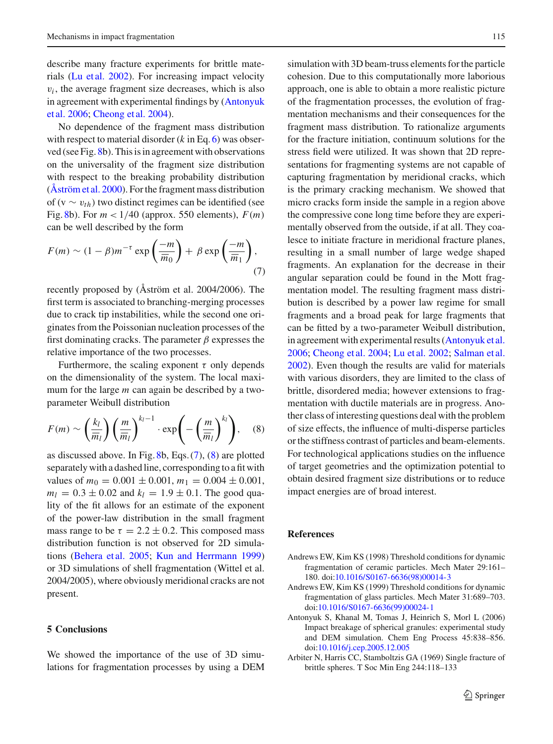describe many fracture experiments for brittle materials (Lu et al. 2002). For increasing impact velocity $v_i$, the average fragment size decreases, which is also in agreement with experimental findings by (Antonyuk et al. 2006; Cheong et al. 2004).

No dependence of the fragment mass distribution with respect to material disorder ($k$ in Eq. 6) was observed (see Fig. 8b). This is in agreement with observations on the universality of the fragment size distribution with respect to the breaking probability distribution (Åström et al. 2000). For the fragment mass distribution of ($\mathrm{v} \sim v_{th}$) two distinct regimes can be identified (see Fig. 8b). For $m < 1/40$ (approx. 550 elements), $F(m)$ can be well described by the form

$$F(m) \sim (1-\beta) m^{-\tau} \exp\left(\frac{-m}{\overline{m}_0}\right) + \beta \exp\left(\frac{-m}{\overline{m}_1}\right), \tag{7}$$

recently proposed by (Åström et al. 2004/2006). The first term is associated to branching-merging processes due to crack tip instabilities, while the second one originates from the Poissonian nucleation processes of the first dominating cracks. The parameter $\beta$ expresses the relative importance of the two processes.

Furthermore, the scaling exponent $\tau$ only depends on the dimensionality of the system. The local maximum for the large $m$ can again be described by a two-parameter Weibull distribution

$$F(m) \sim \left(\frac{k_l}{\overline{m}_l}\right)\left(\frac{m}{\overline{m}_l}\right)^{k_l-1} \cdot \exp\left(-\left(\frac{m}{\overline{m}_l}\right)^{k_l}\right), \tag{8}$$

as discussed above. In Fig. 8b, Eqs. (7), (8) are plotted separately with a dashed line, corresponding to a fit with values of $m_0 = 0.001 \pm 0.001$, $m_1 = 0.004 \pm 0.001$, $m_l = 0.3 \pm 0.02$ and $k_l = 1.9 \pm 0.1$. The good quality of the fit allows for an estimate of the exponent of the power-law distribution in the small fragment mass range to be $\tau = 2.2 \pm 0.2$. This composed mass distribution function is not observed for 2D simulations (Behera et al. 2005; Kun and Herrmann 1999) or 3D simulations of shell fragmentation (Wittel et al. 2004/2005), where obviously meridional cracks are not present.

## 5 Conclusions

We showed the importance of the use of 3D simulations for fragmentation processes by using a DEM simulation with 3D beam-truss elements for the particle cohesion. Due to this computationally more laborious approach, one is able to obtain a more realistic picture of the fragmentation processes, the evolution of fragmentation mechanisms and their consequences for the fragment mass distribution. To rationalize arguments for the fracture initiation, continuum solutions for the stress field were utilized. It was shown that 2D representations for fragmenting systems are not capable of capturing fragmentation by meridional cracks, which is the primary cracking mechanism. We showed that micro cracks form inside the sample in a region above the compressive cone long time before they are experimentally observed from the outside, if at all. They coalesce to initiate fracture in meridional fracture planes, resulting in a small number of large wedge shaped fragments. An explanation for the decrease in their angular separation could be found in the Mott fragmentation model. The resulting fragment mass distribution is described by a power law regime for small fragments and a broad peak for large fragments that can be fitted by a two-parameter Weibull distribution, in agreement with experimental results (Antonyuk et al. 2006; Cheong et al. 2004; Lu et al. 2002; Salman et al. 2002). Even though the results are valid for materials with various disorders, they are limited to the class of brittle, disordered media; however extensions to fragmentation with ductile materials are in progress. Another class of interesting questions deal with the problem of size effects, the influence of multi-disperse particles or the stiffness contrast of particles and beam-elements. For technological applications studies on the influence of target geometries and the optimization potential to obtain desired fragment size distributions or to reduce impact energies are of broad interest.

## References

Andrews EW, Kim KS (1998) Threshold conditions for dynamic fragmentation of ceramic particles. Mech Mater 29:161–180. doi:10.1016/S0167-6636(98)00014-3

Andrews EW, Kim KS (1999) Threshold conditions for dynamic fragmentation of glass particles. Mech Mater 31:689–703. doi:10.1016/S0167-6636(99)00024-1

Antonyuk S, Khanal M, Tomas J, Heinrich S, Morl L (2006) Impact breakage of spherical granules: experimental study and DEM simulation. Chem Eng Process 45:838–856. doi:10.1016/j.cep.2005.12.005

Arbiter N, Harris CC, Stamboltzis GA (1969) Single fracture of brittle spheres. T Soc Min Eng 244:118–133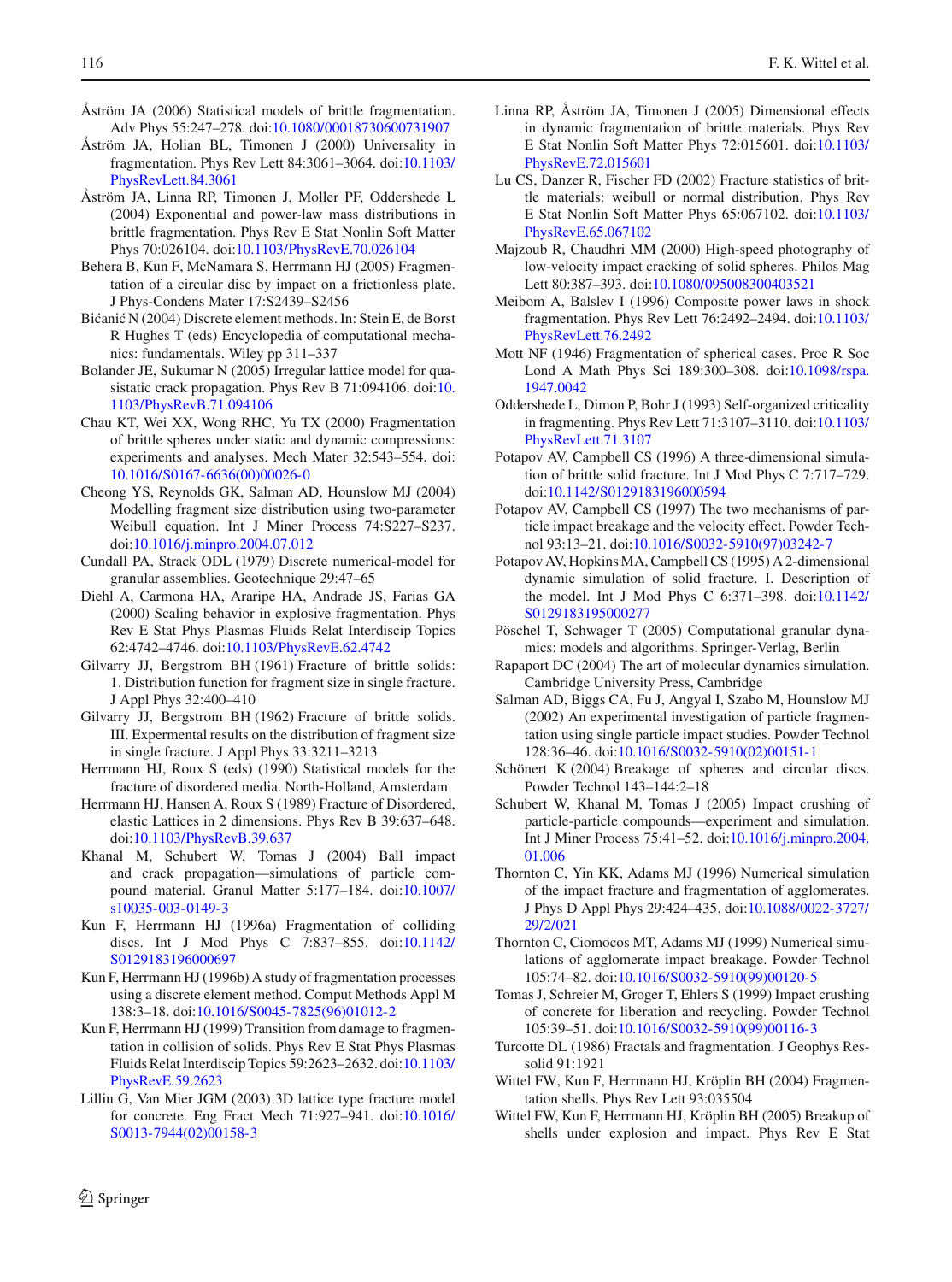Åström JA (2006) Statistical models of brittle fragmentation. Adv Phys 55:247–278. doi:10.1080/00018730600731907

Åström JA, Holian BL, Timonen J (2000) Universality in fragmentation. Phys Rev Lett 84:3061–3064. doi:10.1103/PhysRevLett.84.3061

Åström JA, Linna RP, Timonen J, Moller PF, Oddershede L (2004) Exponential and power-law mass distributions in brittle fragmentation. Phys Rev E Stat Nonlin Soft Matter Phys 70:026104. doi:10.1103/PhysRevE.70.026104

Behera B, Kun F, McNamara S, Herrmann HJ (2005) Fragmentation of a circular disc by impact on a frictionless plate. J Phys-Condens Mater 17:S2439–S2456

Bićanić N (2004) Discrete element methods. In: Stein E, de Borst R Hughes T (eds) Encyclopedia of computational mechanics: fundamentals. Wiley pp 311–337

Bolander JE, Sukumar N (2005) Irregular lattice model for quasistatic crack propagation. Phys Rev B 71:094106. doi:10.1103/PhysRevB.71.094106

Chau KT, Wei XX, Wong RHC, Yu TX (2000) Fragmentation of brittle spheres under static and dynamic compressions: experiments and analyses. Mech Mater 32:543–554. doi:10.1016/S0167-6636(00)00026-0

Cheong YS, Reynolds GK, Salman AD, Hounslow MJ (2004) Modelling fragment size distribution using two-parameter Weibull equation. Int J Miner Process 74:S227–S237. doi:10.1016/j.minpro.2004.07.012

Cundall PA, Strack ODL (1979) Discrete numerical-model for granular assemblies. Geotechnique 29:47–65

Diehl A, Carmona HA, Araripe HA, Andrade JS, Farias GA (2000) Scaling behavior in explosive fragmentation. Phys Rev E Stat Phys Plasmas Fluids Relat Interdiscip Topics 62:4742–4746. doi:10.1103/PhysRevE.62.4742

Gilvarry JJ, Bergstrom BH (1961) Fracture of brittle solids: 1. Distribution function for fragment size in single fracture. J Appl Phys 32:400–410

Gilvarry JJ, Bergstrom BH (1962) Fracture of brittle solids. III. Expermental results on the distribution of fragment size in single fracture. J Appl Phys 33:3211–3213

Herrmann HJ, Roux S (eds) (1990) Statistical models for the fracture of disordered media. North-Holland, Amsterdam

Herrmann HJ, Hansen A, Roux S (1989) Fracture of Disordered, elastic Lattices in 2 dimensions. Phys Rev B 39:637–648. doi:10.1103/PhysRevB.39.637

Khanal M, Schubert W, Tomas J (2004) Ball impact and crack propagation—simulations of particle compound material. Granul Matter 5:177–184. doi:10.1007/s10035-003-0149-3

Kun F, Herrmann HJ (1996a) Fragmentation of colliding discs. Int J Mod Phys C 7:837–855. doi:10.1142/S0129183196000697

Kun F, Herrmann HJ (1996b) A study of fragmentation processes using a discrete element method. Comput Methods Appl M 138:3–18. doi:10.1016/S0045-7825(96)01012-2

Kun F, Herrmann HJ (1999) Transition from damage to fragmentation in collision of solids. Phys Rev E Stat Phys Plasmas Fluids Relat Interdiscip Topics 59:2623–2632. doi:10.1103/PhysRevE.59.2623

Lilliu G, Van Mier JGM (2003) 3D lattice type fracture model for concrete. Eng Fract Mech 71:927–941. doi:10.1016/S0013-7944(02)00158-3

Linna RP, Åström JA, Timonen J (2005) Dimensional effects in dynamic fragmentation of brittle materials. Phys Rev E Stat Nonlin Soft Matter Phys 72:015601. doi:10.1103/PhysRevE.72.015601

Lu CS, Danzer R, Fischer FD (2002) Fracture statistics of brittle materials: weibull or normal distribution. Phys Rev E Stat Nonlin Soft Matter Phys 65:067102. doi:10.1103/PhysRevE.65.067102

Majzoub R, Chaudhri MM (2000) High-speed photography of low-velocity impact cracking of solid spheres. Philos Mag Lett 80:387–393. doi:10.1080/095008300403521

Meibom A, Balslev I (1996) Composite power laws in shock fragmentation. Phys Rev Lett 76:2492–2494. doi:10.1103/PhysRevLett.76.2492

Mott NF (1946) Fragmentation of spherical cases. Proc R Soc Lond A Math Phys Sci 189:300–308. doi:10.1098/rspa.1947.0042

Oddershede L, Dimon P, Bohr J (1993) Self-organized criticality in fragmenting. Phys Rev Lett 71:3107–3110. doi:10.1103/PhysRevLett.71.3107

Potapov AV, Campbell CS (1996) A three-dimensional simulation of brittle solid fracture. Int J Mod Phys C 7:717–729. doi:10.1142/S0129183196000594

Potapov AV, Campbell CS (1997) The two mechanisms of particle impact breakage and the velocity effect. Powder Technol 93:13–21. doi:10.1016/S0032-5910(97)03242-7

Potapov AV, Hopkins MA, Campbell CS (1995) A 2-dimensional dynamic simulation of solid fracture. I. Description of the model. Int J Mod Phys C 6:371–398. doi:10.1142/S0129183195000277

Pöschel T, Schwager T (2005) Computational granular dynamics: models and algorithms. Springer-Verlag, Berlin

Rapaport DC (2004) The art of molecular dynamics simulation. Cambridge University Press, Cambridge

Salman AD, Biggs CA, Fu J, Angyal I, Szabo M, Hounslow MJ (2002) An experimental investigation of particle fragmentation using single particle impact studies. Powder Technol 128:36–46. doi:10.1016/S0032-5910(02)00151-1

Schönert K (2004) Breakage of spheres and circular discs. Powder Technol 143–144:2–18

Schubert W, Khanal M, Tomas J (2005) Impact crushing of particle-particle compounds—experiment and simulation. Int J Miner Process 75:41–52. doi:10.1016/j.minpro.2004.01.006

Thornton C, Yin KK, Adams MJ (1996) Numerical simulation of the impact fracture and fragmentation of agglomerates. J Phys D Appl Phys 29:424–435. doi:10.1088/0022-3727/29/2/021

Thornton C, Ciomocos MT, Adams MJ (1999) Numerical simulations of agglomerate impact breakage. Powder Technol 105:74–82. doi:10.1016/S0032-5910(99)00120-5

Tomas J, Schreier M, Groger T, Ehlers S (1999) Impact crushing of concrete for liberation and recycling. Powder Technol 105:39–51. doi:10.1016/S0032-5910(99)00116-3

Turcotte DL (1986) Fractals and fragmentation. J Geophys Ressolid 91:1921

Wittel FW, Kun F, Herrmann HJ, Kröplin BH (2004) Fragmentation shells. Phys Rev Lett 93:035504

Wittel FW, Kun F, Herrmann HJ, Kröplin BH (2005) Breakup of shells under explosion and impact. Phys Rev E Stat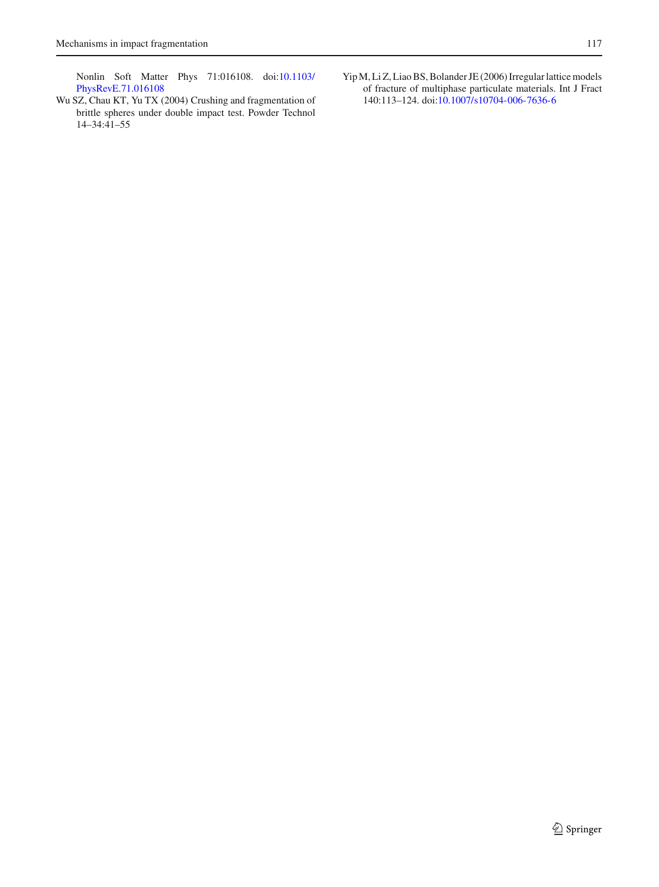Nonlin Soft Matter Phys 71:016108. doi:10.1103/PhysRevE.71.016108

Wu SZ, Chau KT, Yu TX (2004) Crushing and fragmentation of brittle spheres under double impact test. Powder Technol 14–34:41–55

Yip M, Li Z, Liao BS, Bolander JE (2006) Irregular lattice models of fracture of multiphase particulate materials. Int J Fract 140:113–124. doi:10.1007/s10704-006-7636-6